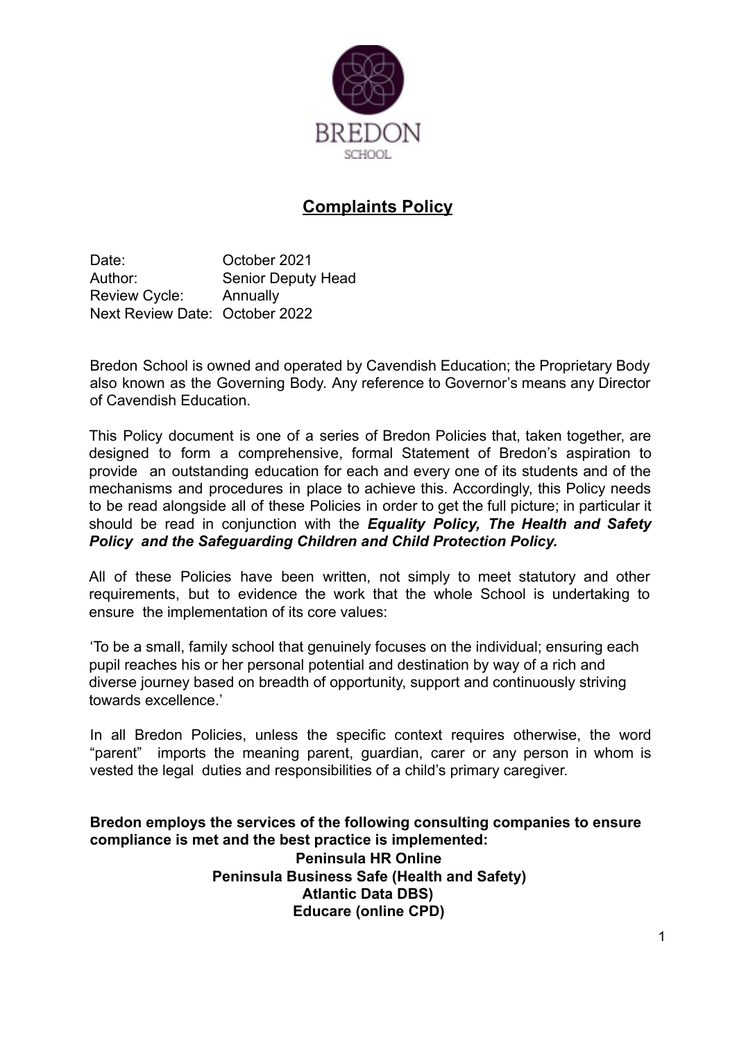BREDON

SCHOOL

# Complaints Policy

Date: October 2021
Author: Senior Deputy Head
Review Cycle: Annually
Next Review Date: October 2022

Bredon School is owned and operated by Cavendish Education; the Proprietary Body also known as the Governing Body. Any reference to Governor's means any Director of Cavendish Education.

This Policy document is one of a series of Bredon Policies that, taken together, are designed to form a comprehensive, formal Statement of Bredon's aspiration to provide an outstanding education for each and every one of its students and of the mechanisms and procedures in place to achieve this. Accordingly, this Policy needs to be read alongside all of these Policies in order to get the full picture; in particular it should be read in conjunction with the ***Equality Policy, The Health and Safety Policy and the Safeguarding Children and Child Protection Policy.***

All of these Policies have been written, not simply to meet statutory and other requirements, but to evidence the work that the whole School is undertaking to ensure the implementation of its core values:

'To be a small, family school that genuinely focuses on the individual; ensuring each pupil reaches his or her personal potential and destination by way of a rich and diverse journey based on breadth of opportunity, support and continuously striving towards excellence.'

In all Bredon Policies, unless the specific context requires otherwise, the word "parent" imports the meaning parent, guardian, carer or any person in whom is vested the legal duties and responsibilities of a child's primary caregiver.

**Bredon employs the services of the following consulting companies to ensure compliance is met and the best practice is implemented:**

**Peninsula HR Online**
**Peninsula Business Safe (Health and Safety)**
**Atlantic Data DBS)**
**Educare (online CPD)**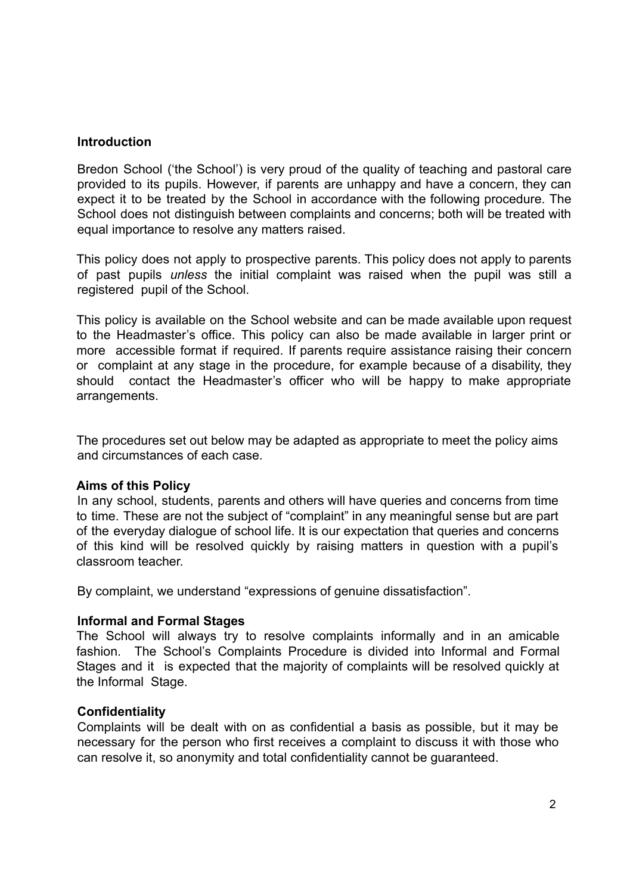## Introduction

Bredon School ('the School') is very proud of the quality of teaching and pastoral care provided to its pupils. However, if parents are unhappy and have a concern, they can expect it to be treated by the School in accordance with the following procedure. The School does not distinguish between complaints and concerns; both will be treated with equal importance to resolve any matters raised.

This policy does not apply to prospective parents. This policy does not apply to parents of past pupils *unless* the initial complaint was raised when the pupil was still a registered pupil of the School.

This policy is available on the School website and can be made available upon request to the Headmaster's office. This policy can also be made available in larger print or more accessible format if required. If parents require assistance raising their concern or complaint at any stage in the procedure, for example because of a disability, they should contact the Headmaster's officer who will be happy to make appropriate arrangements.

The procedures set out below may be adapted as appropriate to meet the policy aims and circumstances of each case.

## Aims of this Policy

In any school, students, parents and others will have queries and concerns from time to time. These are not the subject of "complaint" in any meaningful sense but are part of the everyday dialogue of school life. It is our expectation that queries and concerns of this kind will be resolved quickly by raising matters in question with a pupil's classroom teacher.

By complaint, we understand "expressions of genuine dissatisfaction".

## Informal and Formal Stages

The School will always try to resolve complaints informally and in an amicable fashion. The School's Complaints Procedure is divided into Informal and Formal Stages and it is expected that the majority of complaints will be resolved quickly at the Informal Stage.

## Confidentiality

Complaints will be dealt with on as confidential a basis as possible, but it may be necessary for the person who first receives a complaint to discuss it with those who can resolve it, so anonymity and total confidentiality cannot be guaranteed.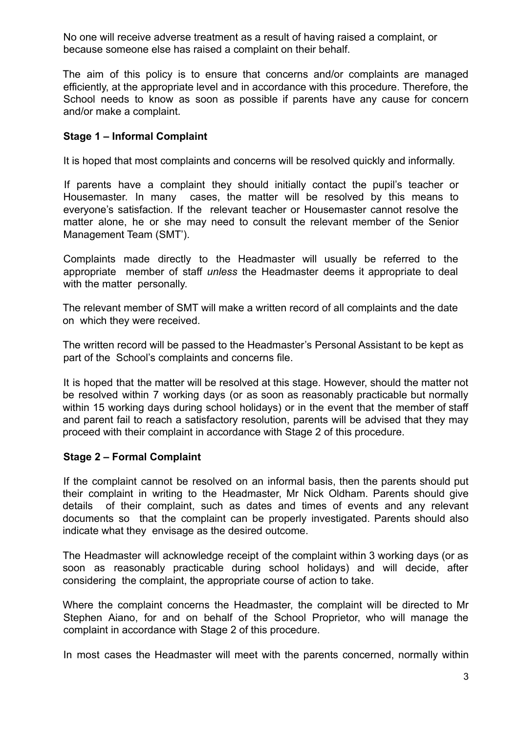No one will receive adverse treatment as a result of having raised a complaint, or because someone else has raised a complaint on their behalf.

The aim of this policy is to ensure that concerns and/or complaints are managed efficiently, at the appropriate level and in accordance with this procedure. Therefore, the School needs to know as soon as possible if parents have any cause for concern and/or make a complaint.

**Stage 1 – Informal Complaint**

It is hoped that most complaints and concerns will be resolved quickly and informally.

If parents have a complaint they should initially contact the pupil's teacher or Housemaster. In many cases, the matter will be resolved by this means to everyone's satisfaction. If the relevant teacher or Housemaster cannot resolve the matter alone, he or she may need to consult the relevant member of the Senior Management Team (SMT').

Complaints made directly to the Headmaster will usually be referred to the appropriate member of staff *unless* the Headmaster deems it appropriate to deal with the matter personally.

The relevant member of SMT will make a written record of all complaints and the date on which they were received.

The written record will be passed to the Headmaster's Personal Assistant to be kept as part of the School's complaints and concerns file.

It is hoped that the matter will be resolved at this stage. However, should the matter not be resolved within 7 working days (or as soon as reasonably practicable but normally within 15 working days during school holidays) or in the event that the member of staff and parent fail to reach a satisfactory resolution, parents will be advised that they may proceed with their complaint in accordance with Stage 2 of this procedure.

**Stage 2 – Formal Complaint**

If the complaint cannot be resolved on an informal basis, then the parents should put their complaint in writing to the Headmaster, Mr Nick Oldham. Parents should give details of their complaint, such as dates and times of events and any relevant documents so that the complaint can be properly investigated. Parents should also indicate what they envisage as the desired outcome.

The Headmaster will acknowledge receipt of the complaint within 3 working days (or as soon as reasonably practicable during school holidays) and will decide, after considering the complaint, the appropriate course of action to take.

Where the complaint concerns the Headmaster, the complaint will be directed to Mr Stephen Aiano, for and on behalf of the School Proprietor, who will manage the complaint in accordance with Stage 2 of this procedure.

In most cases the Headmaster will meet with the parents concerned, normally within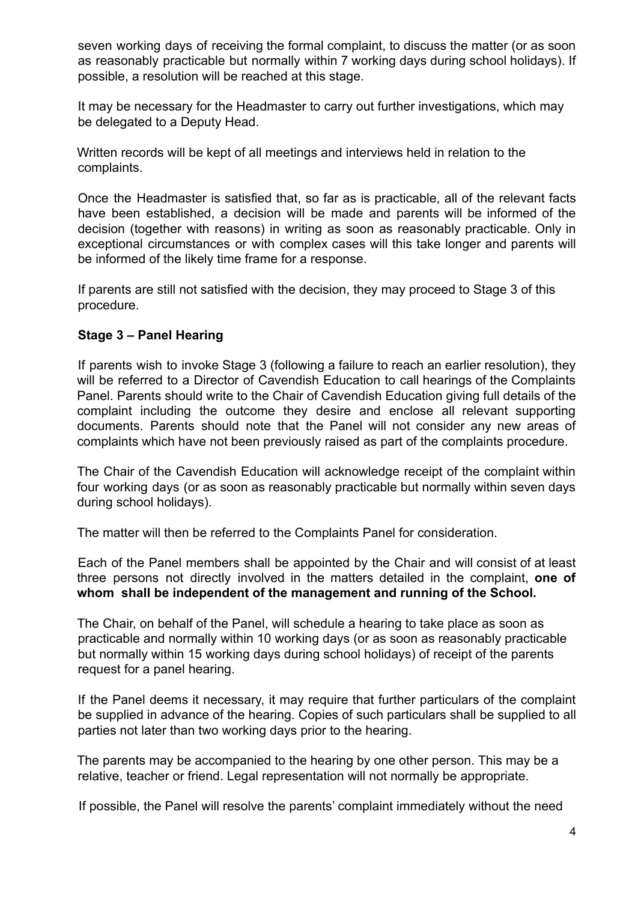seven working days of receiving the formal complaint, to discuss the matter (or as soon as reasonably practicable but normally within 7 working days during school holidays). If possible, a resolution will be reached at this stage.

It may be necessary for the Headmaster to carry out further investigations, which may be delegated to a Deputy Head.

Written records will be kept of all meetings and interviews held in relation to the complaints.

Once the Headmaster is satisfied that, so far as is practicable, all of the relevant facts have been established, a decision will be made and parents will be informed of the decision (together with reasons) in writing as soon as reasonably practicable. Only in exceptional circumstances or with complex cases will this take longer and parents will be informed of the likely time frame for a response.

If parents are still not satisfied with the decision, they may proceed to Stage 3 of this procedure.

**Stage 3 – Panel Hearing**

If parents wish to invoke Stage 3 (following a failure to reach an earlier resolution), they will be referred to a Director of Cavendish Education to call hearings of the Complaints Panel. Parents should write to the Chair of Cavendish Education giving full details of the complaint including the outcome they desire and enclose all relevant supporting documents. Parents should note that the Panel will not consider any new areas of complaints which have not been previously raised as part of the complaints procedure.

The Chair of the Cavendish Education will acknowledge receipt of the complaint within four working days (or as soon as reasonably practicable but normally within seven days during school holidays).

The matter will then be referred to the Complaints Panel for consideration.

Each of the Panel members shall be appointed by the Chair and will consist of at least three persons not directly involved in the matters detailed in the complaint, **one of whom shall be independent of the management and running of the School.**

The Chair, on behalf of the Panel, will schedule a hearing to take place as soon as practicable and normally within 10 working days (or as soon as reasonably practicable but normally within 15 working days during school holidays) of receipt of the parents request for a panel hearing.

If the Panel deems it necessary, it may require that further particulars of the complaint be supplied in advance of the hearing. Copies of such particulars shall be supplied to all parties not later than two working days prior to the hearing.

The parents may be accompanied to the hearing by one other person. This may be a relative, teacher or friend. Legal representation will not normally be appropriate.

If possible, the Panel will resolve the parents' complaint immediately without the need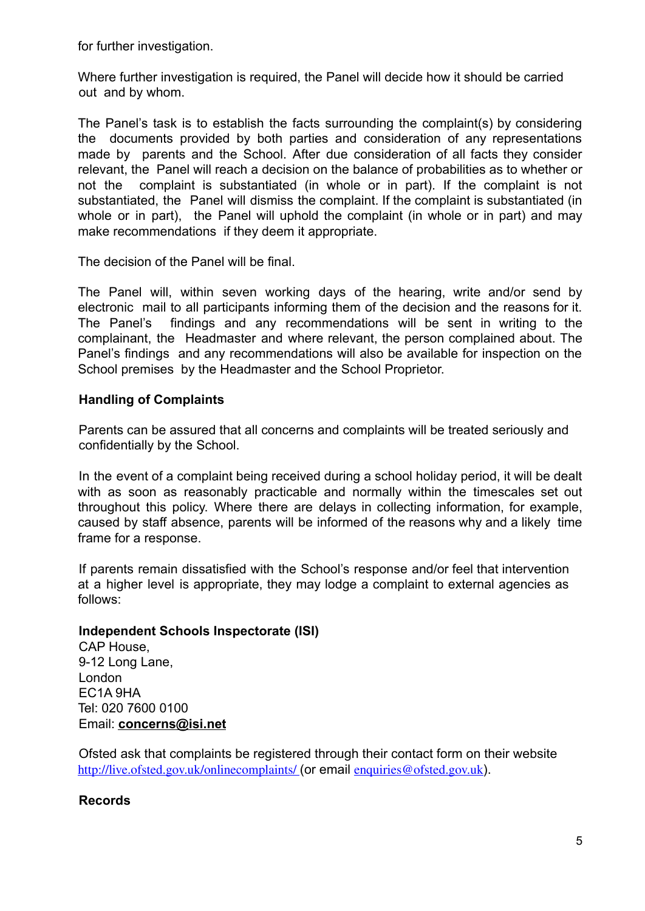for further investigation.

Where further investigation is required, the Panel will decide how it should be carried out and by whom.

The Panel's task is to establish the facts surrounding the complaint(s) by considering the documents provided by both parties and consideration of any representations made by parents and the School. After due consideration of all facts they consider relevant, the Panel will reach a decision on the balance of probabilities as to whether or not the complaint is substantiated (in whole or in part). If the complaint is not substantiated, the Panel will dismiss the complaint. If the complaint is substantiated (in whole or in part), the Panel will uphold the complaint (in whole or in part) and may make recommendations if they deem it appropriate.

The decision of the Panel will be final.

The Panel will, within seven working days of the hearing, write and/or send by electronic mail to all participants informing them of the decision and the reasons for it. The Panel's findings and any recommendations will be sent in writing to the complainant, the Headmaster and where relevant, the person complained about. The Panel's findings and any recommendations will also be available for inspection on the School premises by the Headmaster and the School Proprietor.

**Handling of Complaints**

Parents can be assured that all concerns and complaints will be treated seriously and confidentially by the School.

In the event of a complaint being received during a school holiday period, it will be dealt with as soon as reasonably practicable and normally within the timescales set out throughout this policy. Where there are delays in collecting information, for example, caused by staff absence, parents will be informed of the reasons why and a likely time frame for a response.

If parents remain dissatisfied with the School's response and/or feel that intervention at a higher level is appropriate, they may lodge a complaint to external agencies as follows:

**Independent Schools Inspectorate (ISI)**
CAP House,
9-12 Long Lane,
London
EC1A 9HA
Tel: 020 7600 0100
Email: **concerns@isi.net**

Ofsted ask that complaints be registered through their contact form on their website http://live.ofsted.gov.uk/onlinecomplaints/ (or email enquiries@ofsted.gov.uk).

**Records**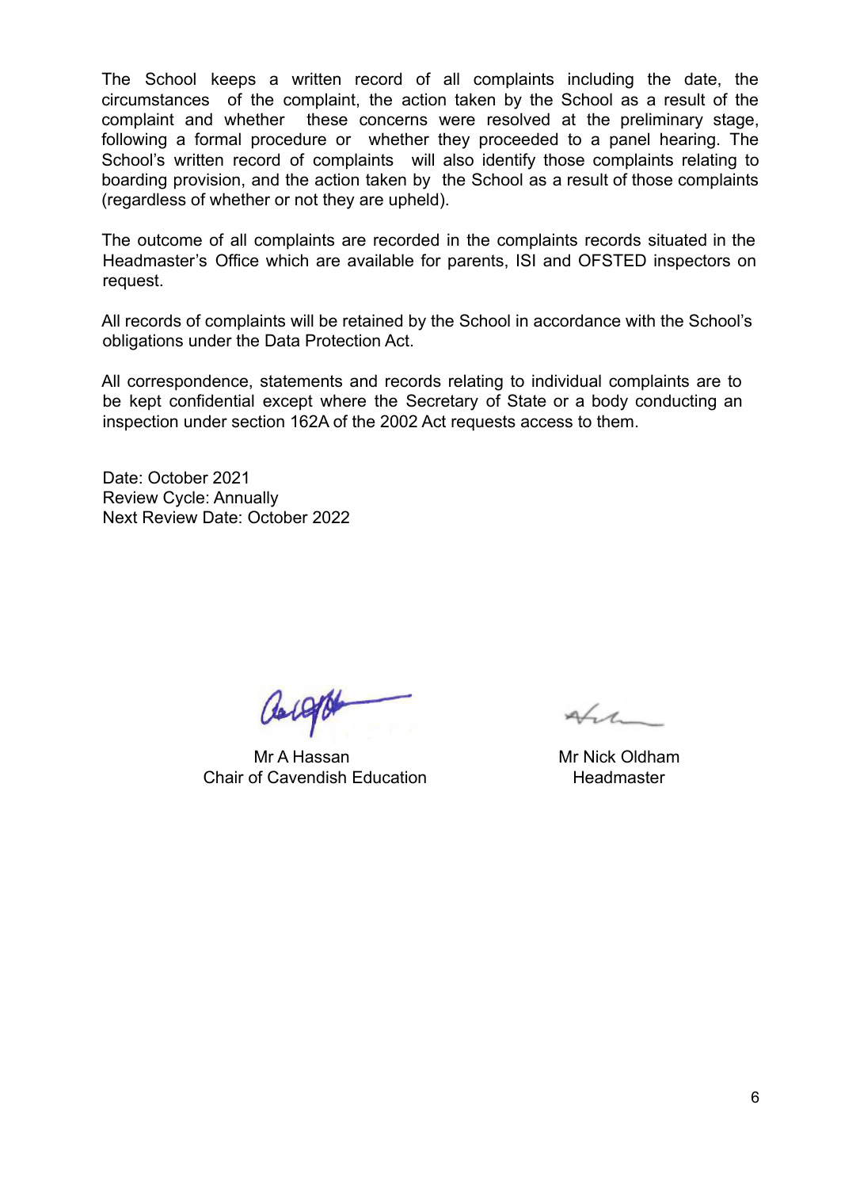The School keeps a written record of all complaints including the date, the circumstances of the complaint, the action taken by the School as a result of the complaint and whether these concerns were resolved at the preliminary stage, following a formal procedure or whether they proceeded to a panel hearing. The School's written record of complaints will also identify those complaints relating to boarding provision, and the action taken by the School as a result of those complaints (regardless of whether or not they are upheld).

The outcome of all complaints are recorded in the complaints records situated in the Headmaster's Office which are available for parents, ISI and OFSTED inspectors on request.

All records of complaints will be retained by the School in accordance with the School's obligations under the Data Protection Act.

All correspondence, statements and records relating to individual complaints are to be kept confidential except where the Secretary of State or a body conducting an inspection under section 162A of the 2002 Act requests access to them.

Date: October 2021
Review Cycle: Annually
Next Review Date: October 2022

Mr A Hassan
Chair of Cavendish Education

Mr Nick Oldham
Headmaster